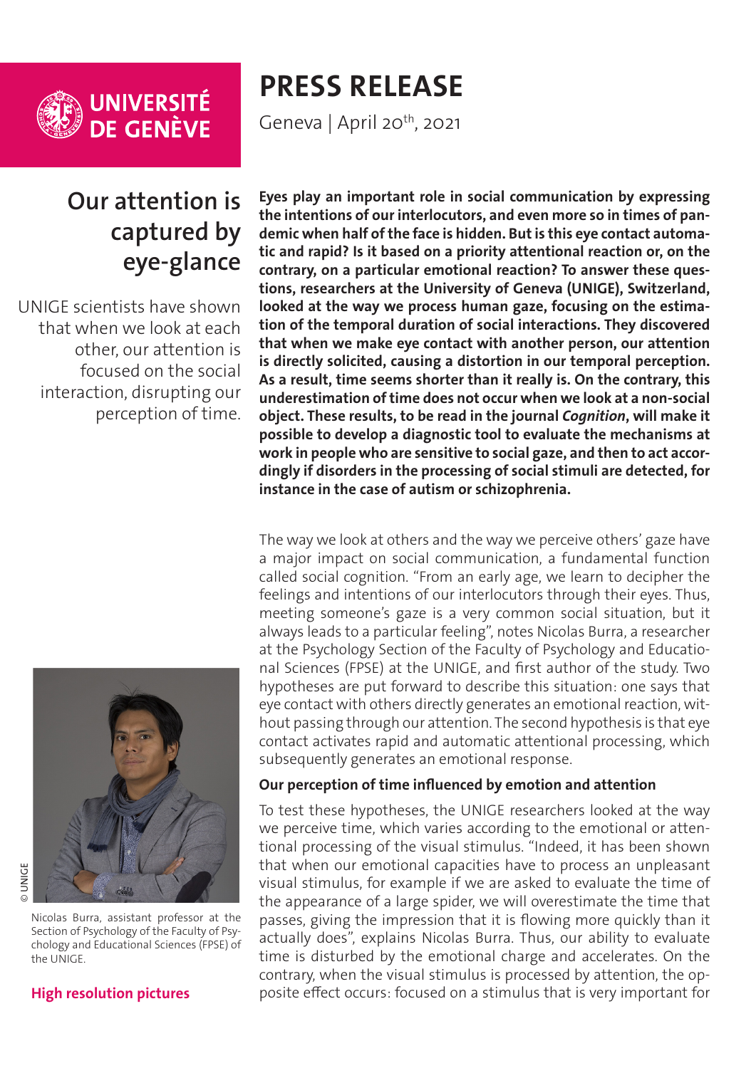UNIVERSITÉ DE GENÈVE

# PRESS RELEASE

Geneva | April 20th, 2021

## Our attention is captured by eye-glance

UNIGE scientists have shown that when we look at each other, our attention is focused on the social interaction, disrupting our perception of time.

**Eyes play an important role in social communication by expressing the intentions of our interlocutors, and even more so in times of pandemic when half of the face is hidden. But is this eye contact automatic and rapid? Is it based on a priority attentional reaction or, on the contrary, on a particular emotional reaction? To answer these questions, researchers at the University of Geneva (UNIGE), Switzerland, looked at the way we process human gaze, focusing on the estimation of the temporal duration of social interactions. They discovered that when we make eye contact with another person, our attention is directly solicited, causing a distortion in our temporal perception. As a result, time seems shorter than it really is. On the contrary, this underestimation of time does not occur when we look at a non-social object. These results, to be read in the journal *Cognition*, will make it possible to develop a diagnostic tool to evaluate the mechanisms at work in people who are sensitive to social gaze, and then to act accordingly if disorders in the processing of social stimuli are detected, for instance in the case of autism or schizophrenia.**

The way we look at others and the way we perceive others' gaze have a major impact on social communication, a fundamental function called social cognition. "From an early age, we learn to decipher the feelings and intentions of our interlocutors through their eyes. Thus, meeting someone's gaze is a very common social situation, but it always leads to a particular feeling", notes Nicolas Burra, a researcher at the Psychology Section of the Faculty of Psychology and Educational Sciences (FPSE) at the UNIGE, and first author of the study. Two hypotheses are put forward to describe this situation: one says that eye contact with others directly generates an emotional reaction, without passing through our attention. The second hypothesis is that eye contact activates rapid and automatic attentional processing, which subsequently generates an emotional response.

### Our perception of time influenced by emotion and attention

To test these hypotheses, the UNIGE researchers looked at the way we perceive time, which varies according to the emotional or attentional processing of the visual stimulus. "Indeed, it has been shown that when our emotional capacities have to process an unpleasant visual stimulus, for example if we are asked to evaluate the time of the appearance of a large spider, we will overestimate the time that passes, giving the impression that it is flowing more quickly than it actually does", explains Nicolas Burra. Thus, our ability to evaluate time is disturbed by the emotional charge and accelerates. On the contrary, when the visual stimulus is processed by attention, the opposite effect occurs: focused on a stimulus that is very important for

© UNIGE

Nicolas Burra, assistant professor at the Section of Psychology of the Faculty of Psychology and Educational Sciences (FPSE) of the UNIGE.

**High resolution pictures**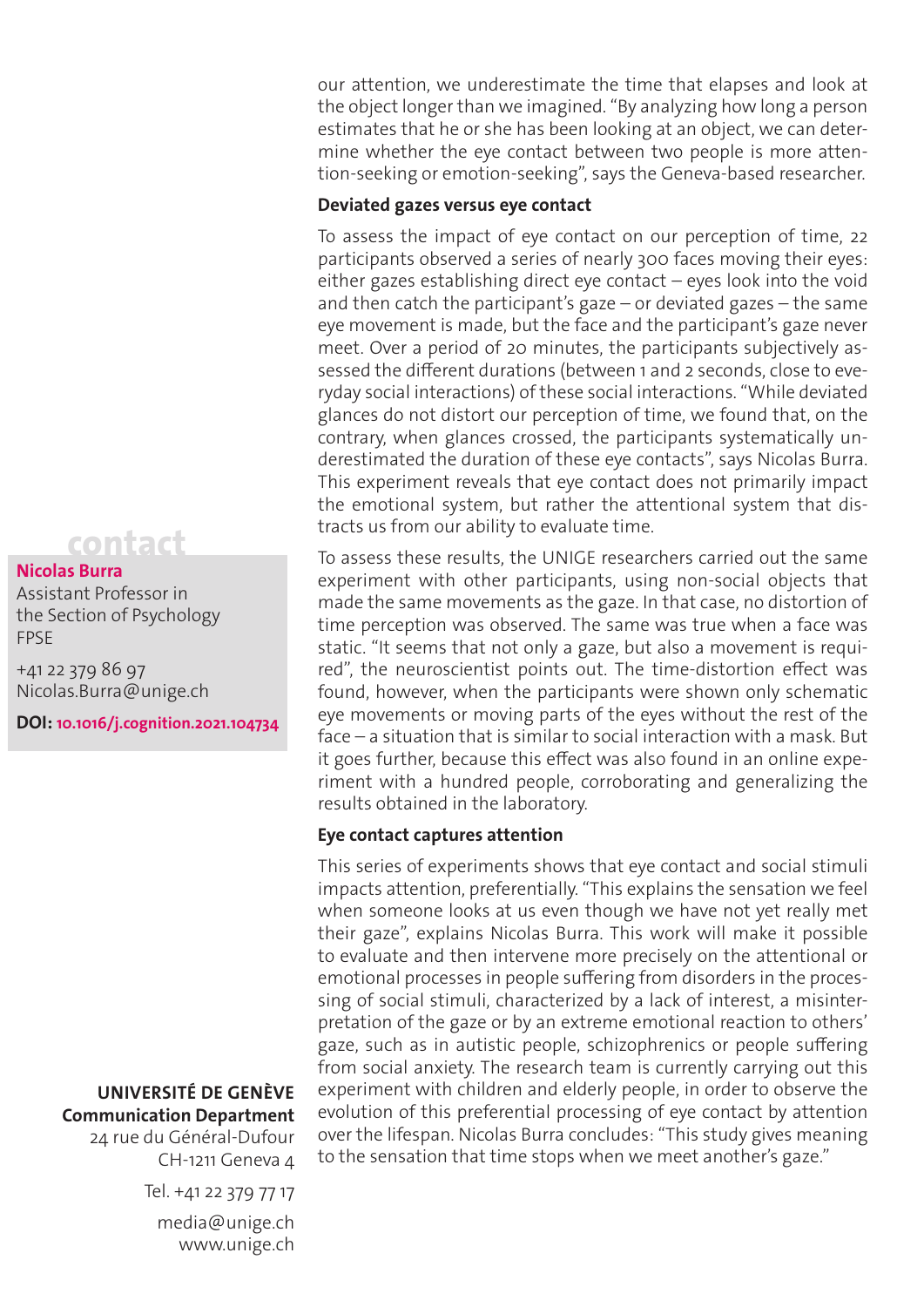our attention, we underestimate the time that elapses and look at the object longer than we imagined. "By analyzing how long a person estimates that he or she has been looking at an object, we can determine whether the eye contact between two people is more attention-seeking or emotion-seeking", says the Geneva-based researcher.

### Deviated gazes versus eye contact

To assess the impact of eye contact on our perception of time, 22 participants observed a series of nearly 300 faces moving their eyes: either gazes establishing direct eye contact – eyes look into the void and then catch the participant's gaze – or deviated gazes – the same eye movement is made, but the face and the participant's gaze never meet. Over a period of 20 minutes, the participants subjectively assessed the different durations (between 1 and 2 seconds, close to everyday social interactions) of these social interactions. "While deviated glances do not distort our perception of time, we found that, on the contrary, when glances crossed, the participants systematically underestimated the duration of these eye contacts", says Nicolas Burra. This experiment reveals that eye contact does not primarily impact the emotional system, but rather the attentional system that distracts us from our ability to evaluate time.

To assess these results, the UNIGE researchers carried out the same experiment with other participants, using non-social objects that made the same movements as the gaze. In that case, no distortion of time perception was observed. The same was true when a face was static. "It seems that not only a gaze, but also a movement is required", the neuroscientist points out. The time-distortion effect was found, however, when the participants were shown only schematic eye movements or moving parts of the eyes without the rest of the face – a situation that is similar to social interaction with a mask. But it goes further, because this effect was also found in an online experiment with a hundred people, corroborating and generalizing the results obtained in the laboratory.

### Eye contact captures attention

This series of experiments shows that eye contact and social stimuli impacts attention, preferentially. "This explains the sensation we feel when someone looks at us even though we have not yet really met their gaze", explains Nicolas Burra. This work will make it possible to evaluate and then intervene more precisely on the attentional or emotional processes in people suffering from disorders in the processing of social stimuli, characterized by a lack of interest, a misinterpretation of the gaze or by an extreme emotional reaction to others' gaze, such as in autistic people, schizophrenics or people suffering from social anxiety. The research team is currently carrying out this experiment with children and elderly people, in order to observe the evolution of this preferential processing of eye contact by attention over the lifespan. Nicolas Burra concludes: "This study gives meaning to the sensation that time stops when we meet another's gaze."

## contact

**Nicolas Burra**
Assistant Professor in the Section of Psychology FPSE

+41 22 379 86 97
Nicolas.Burra@unige.ch

**DOI:** 10.1016/j.cognition.2021.104734

**UNIVERSITÉ DE GENÈVE**
**Communication Department**
24 rue du Général-Dufour
CH-1211 Geneva 4

Tel. +41 22 379 77 17

media@unige.ch
www.unige.ch